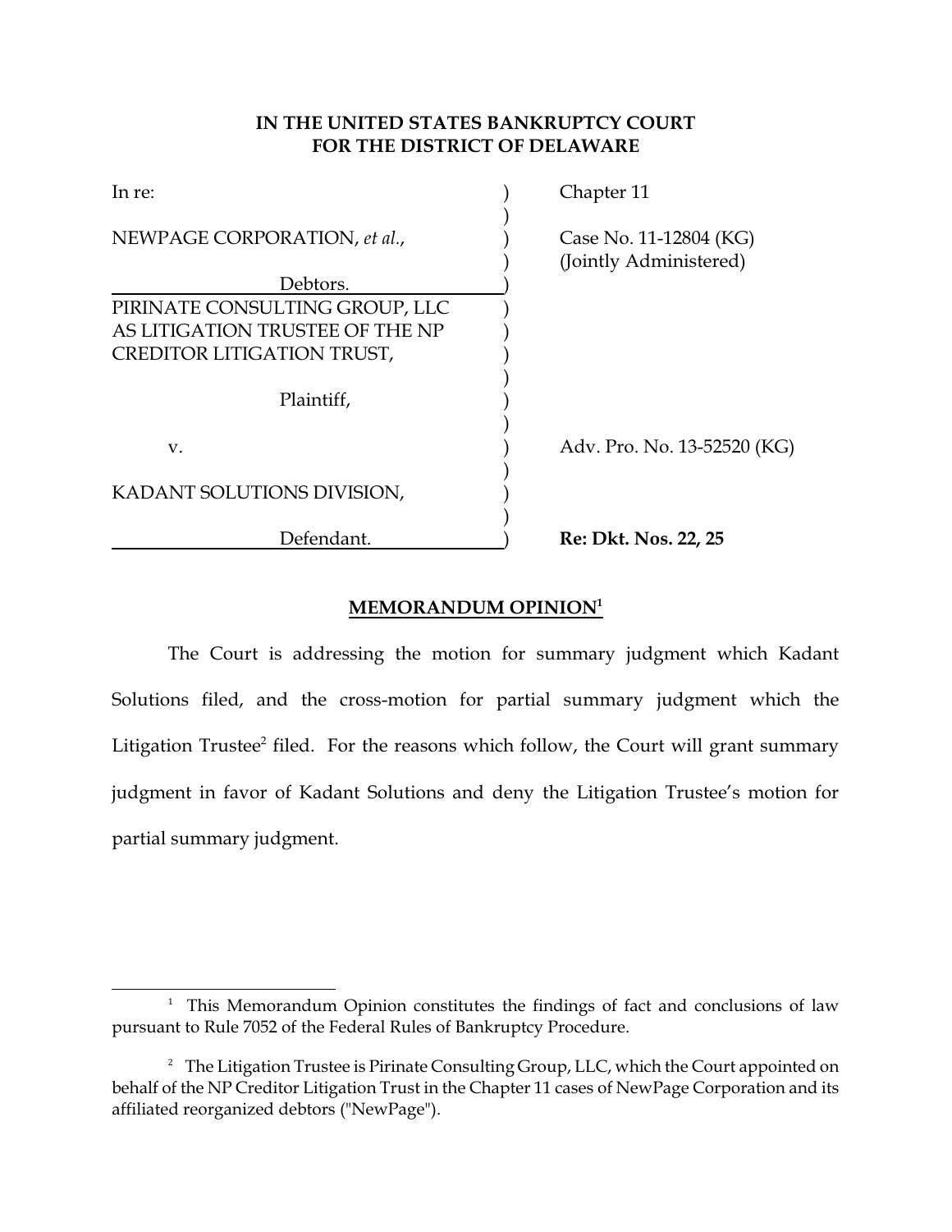**IN THE UNITED STATES BANKRUPTCY COURT**
**FOR THE DISTRICT OF DELAWARE**

| | | |
|---|---|---|
| In re: | ) | Chapter 11 |
| | ) | |
| NEWPAGE CORPORATION, *et al.*, | ) | Case No. 11-12804 (KG) |
| | ) | (Jointly Administered) |
| Debtors. | ) | |
| PIRINATE CONSULTING GROUP, LLC AS LITIGATION TRUSTEE OF THE NP CREDITOR LITIGATION TRUST, | ) | |
| | ) | |
| Plaintiff, | ) | |
| | ) | |
| v. | ) | Adv. Pro. No. 13-52520 (KG) |
| | ) | |
| KADANT SOLUTIONS DIVISION, | ) | |
| | ) | |
| Defendant. | ) | **Re: Dkt. Nos. 22, 25** |

## MEMORANDUM OPINION[1]

The Court is addressing the motion for summary judgment which Kadant Solutions filed, and the cross-motion for partial summary judgment which the Litigation Trustee[2] filed. For the reasons which follow, the Court will grant summary judgment in favor of Kadant Solutions and deny the Litigation Trustee's motion for partial summary judgment.

---

[1] This Memorandum Opinion constitutes the findings of fact and conclusions of law pursuant to Rule 7052 of the Federal Rules of Bankruptcy Procedure.

[2] The Litigation Trustee is Pirinate Consulting Group, LLC, which the Court appointed on behalf of the NP Creditor Litigation Trust in the Chapter 11 cases of NewPage Corporation and its affiliated reorganized debtors ("NewPage").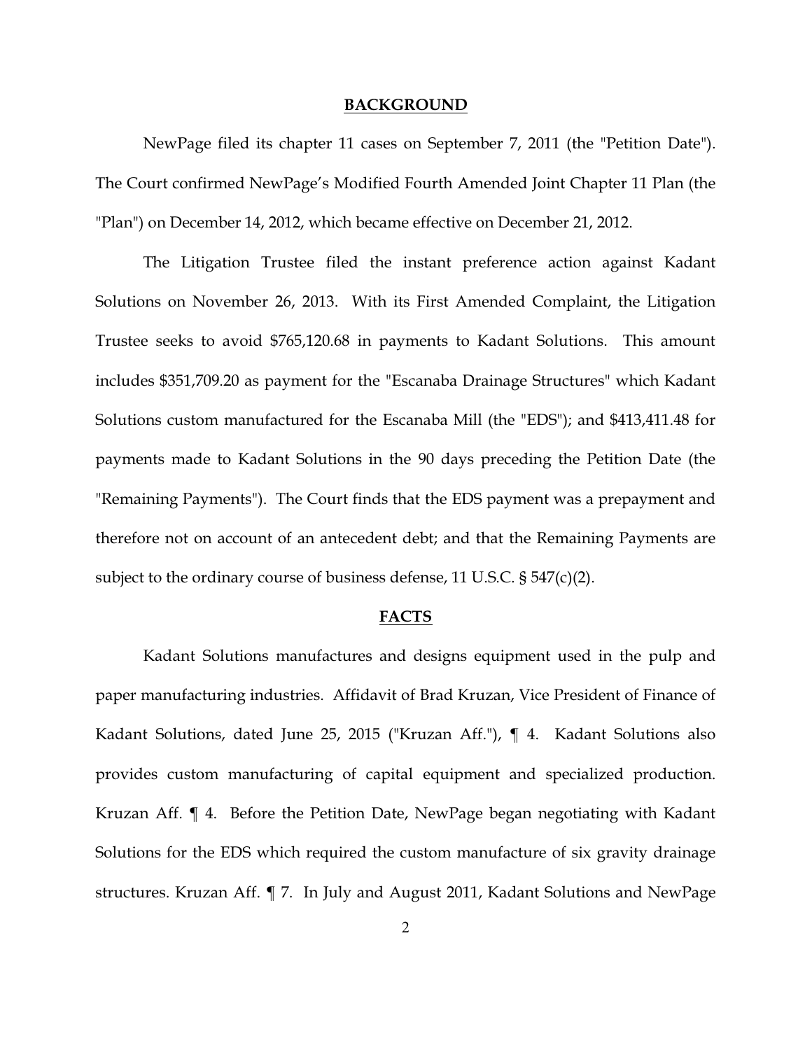## BACKGROUND

NewPage filed its chapter 11 cases on September 7, 2011 (the "Petition Date"). The Court confirmed NewPage's Modified Fourth Amended Joint Chapter 11 Plan (the "Plan") on December 14, 2012, which became effective on December 21, 2012.

The Litigation Trustee filed the instant preference action against Kadant Solutions on November 26, 2013. With its First Amended Complaint, the Litigation Trustee seeks to avoid $765,120.68 in payments to Kadant Solutions. This amount includes $351,709.20 as payment for the "Escanaba Drainage Structures" which Kadant Solutions custom manufactured for the Escanaba Mill (the "EDS"); and $413,411.48 for payments made to Kadant Solutions in the 90 days preceding the Petition Date (the "Remaining Payments"). The Court finds that the EDS payment was a prepayment and therefore not on account of an antecedent debt; and that the Remaining Payments are subject to the ordinary course of business defense, 11 U.S.C. § 547(c)(2).

## FACTS

Kadant Solutions manufactures and designs equipment used in the pulp and paper manufacturing industries. Affidavit of Brad Kruzan, Vice President of Finance of Kadant Solutions, dated June 25, 2015 ("Kruzan Aff."), ¶ 4. Kadant Solutions also provides custom manufacturing of capital equipment and specialized production. Kruzan Aff. ¶ 4. Before the Petition Date, NewPage began negotiating with Kadant Solutions for the EDS which required the custom manufacture of six gravity drainage structures. Kruzan Aff. ¶ 7. In July and August 2011, Kadant Solutions and NewPage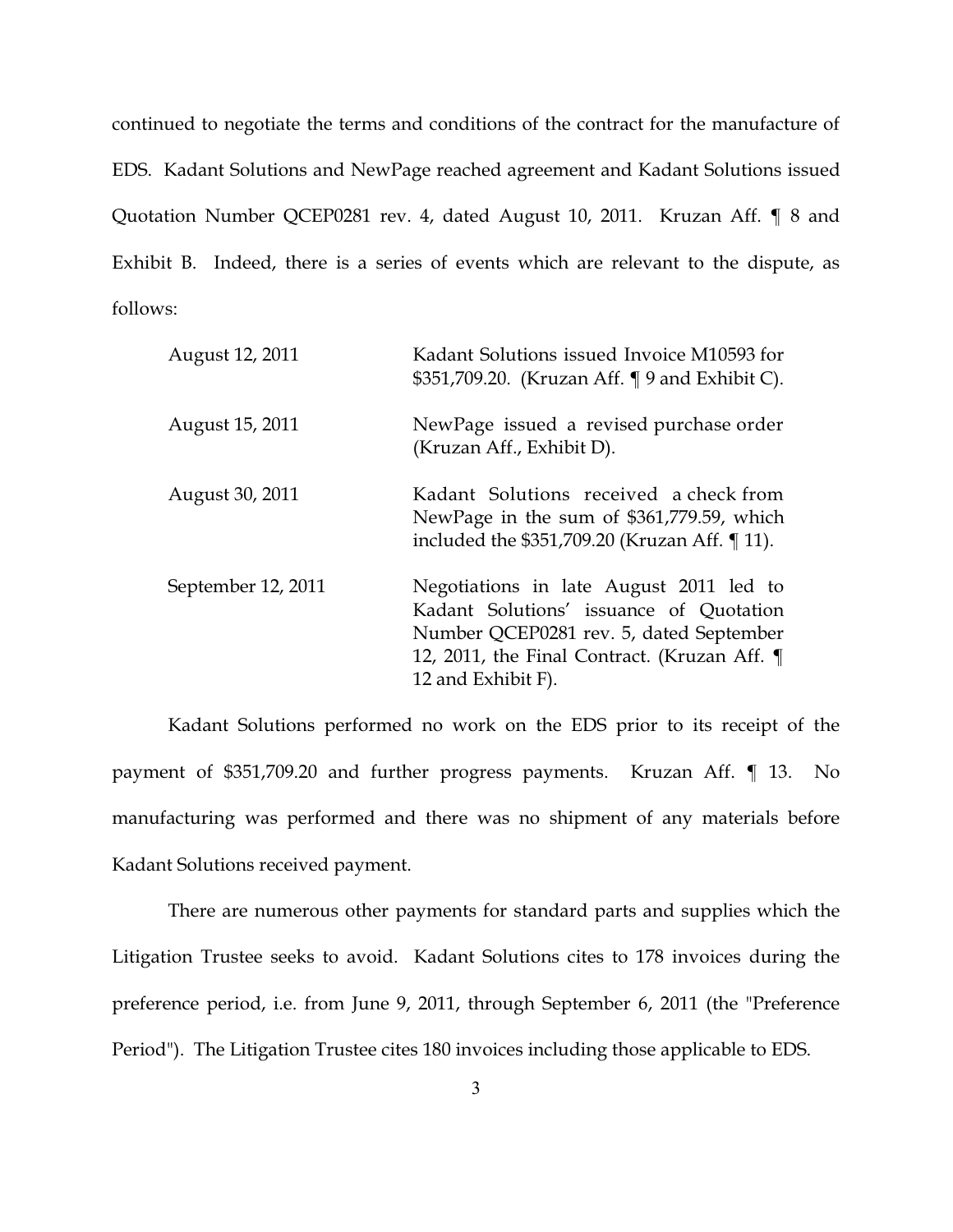continued to negotiate the terms and conditions of the contract for the manufacture of EDS. Kadant Solutions and NewPage reached agreement and Kadant Solutions issued Quotation Number QCEP0281 rev. 4, dated August 10, 2011. Kruzan Aff. ¶ 8 and Exhibit B. Indeed, there is a series of events which are relevant to the dispute, as follows:

| | |
|---|---|
| August 12, 2011 | Kadant Solutions issued Invoice M10593 for $351,709.20. (Kruzan Aff. ¶ 9 and Exhibit C). |
| August 15, 2011 | NewPage issued a revised purchase order (Kruzan Aff., Exhibit D). |
| August 30, 2011 | Kadant Solutions received a check from NewPage in the sum of $361,779.59, which included the $351,709.20 (Kruzan Aff. ¶ 11). |
| September 12, 2011 | Negotiations in late August 2011 led to Kadant Solutions' issuance of Quotation Number QCEP0281 rev. 5, dated September 12, 2011, the Final Contract. (Kruzan Aff. ¶ 12 and Exhibit F). |

Kadant Solutions performed no work on the EDS prior to its receipt of the payment of $351,709.20 and further progress payments. Kruzan Aff. ¶ 13. No manufacturing was performed and there was no shipment of any materials before Kadant Solutions received payment.

There are numerous other payments for standard parts and supplies which the Litigation Trustee seeks to avoid. Kadant Solutions cites to 178 invoices during the preference period, i.e. from June 9, 2011, through September 6, 2011 (the "Preference Period"). The Litigation Trustee cites 180 invoices including those applicable to EDS.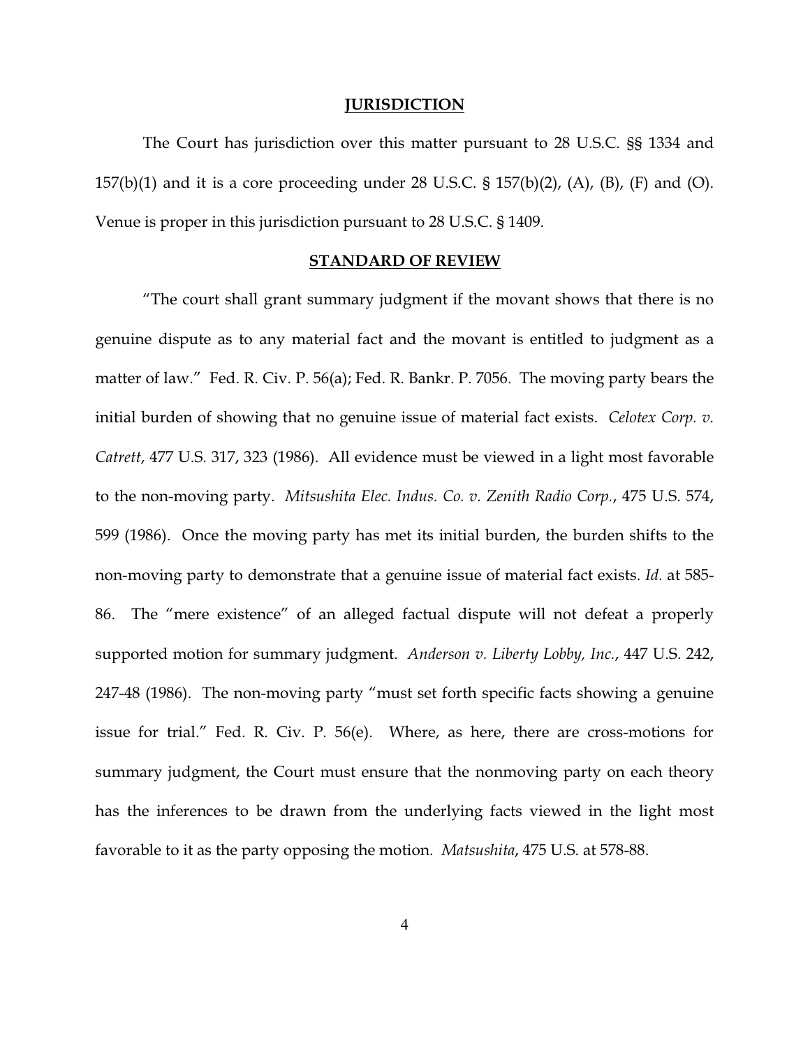## JURISDICTION

The Court has jurisdiction over this matter pursuant to 28 U.S.C. §§ 1334 and 157(b)(1) and it is a core proceeding under 28 U.S.C. § 157(b)(2), (A), (B), (F) and (O). Venue is proper in this jurisdiction pursuant to 28 U.S.C. § 1409.

## STANDARD OF REVIEW

"The court shall grant summary judgment if the movant shows that there is no genuine dispute as to any material fact and the movant is entitled to judgment as a matter of law." Fed. R. Civ. P. 56(a); Fed. R. Bankr. P. 7056. The moving party bears the initial burden of showing that no genuine issue of material fact exists. *Celotex Corp. v. Catrett*, 477 U.S. 317, 323 (1986). All evidence must be viewed in a light most favorable to the non-moving party. *Mitsushita Elec. Indus. Co. v. Zenith Radio Corp.*, 475 U.S. 574, 599 (1986). Once the moving party has met its initial burden, the burden shifts to the non-moving party to demonstrate that a genuine issue of material fact exists. *Id.* at 585-86. The "mere existence" of an alleged factual dispute will not defeat a properly supported motion for summary judgment. *Anderson v. Liberty Lobby, Inc.*, 447 U.S. 242, 247-48 (1986). The non-moving party "must set forth specific facts showing a genuine issue for trial." Fed. R. Civ. P. 56(e). Where, as here, there are cross-motions for summary judgment, the Court must ensure that the nonmoving party on each theory has the inferences to be drawn from the underlying facts viewed in the light most favorable to it as the party opposing the motion. *Matsushita*, 475 U.S. at 578-88.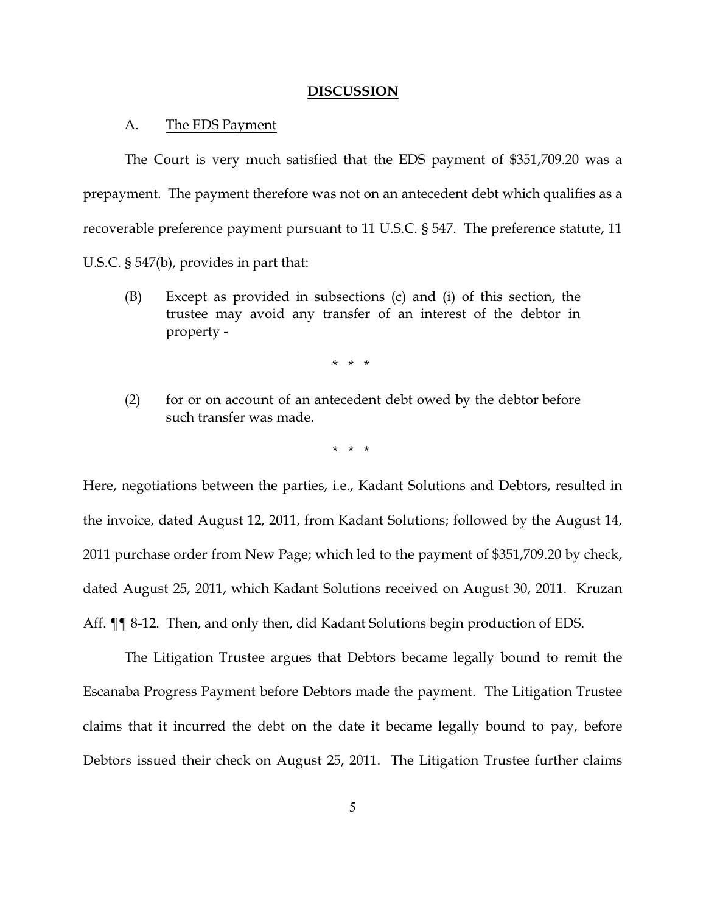## DISCUSSION

A. The EDS Payment

The Court is very much satisfied that the EDS payment of $351,709.20 was a prepayment. The payment therefore was not on an antecedent debt which qualifies as a recoverable preference payment pursuant to 11 U.S.C. § 547. The preference statute, 11 U.S.C. § 547(b), provides in part that:

> (B) Except as provided in subsections (c) and (i) of this section, the trustee may avoid any transfer of an interest of the debtor in property -
>
> \* \* \*
>
> (2) for or on account of an antecedent debt owed by the debtor before such transfer was made.
>
> \* \* \*

Here, negotiations between the parties, i.e., Kadant Solutions and Debtors, resulted in the invoice, dated August 12, 2011, from Kadant Solutions; followed by the August 14, 2011 purchase order from New Page; which led to the payment of $351,709.20 by check, dated August 25, 2011, which Kadant Solutions received on August 30, 2011. Kruzan Aff. ¶¶ 8-12. Then, and only then, did Kadant Solutions begin production of EDS.

The Litigation Trustee argues that Debtors became legally bound to remit the Escanaba Progress Payment before Debtors made the payment. The Litigation Trustee claims that it incurred the debt on the date it became legally bound to pay, before Debtors issued their check on August 25, 2011. The Litigation Trustee further claims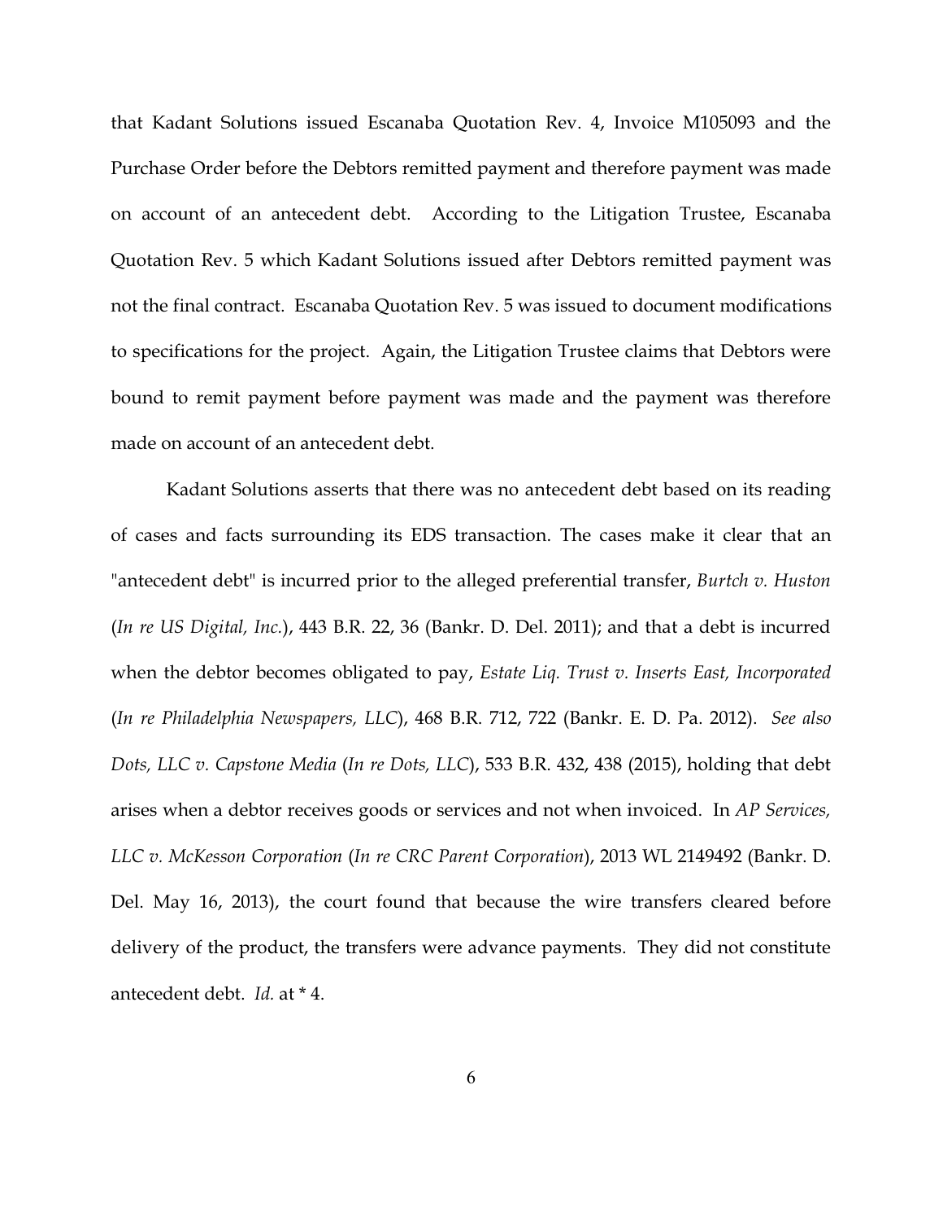that Kadant Solutions issued Escanaba Quotation Rev. 4, Invoice M105093 and the Purchase Order before the Debtors remitted payment and therefore payment was made on account of an antecedent debt. According to the Litigation Trustee, Escanaba Quotation Rev. 5 which Kadant Solutions issued after Debtors remitted payment was not the final contract. Escanaba Quotation Rev. 5 was issued to document modifications to specifications for the project. Again, the Litigation Trustee claims that Debtors were bound to remit payment before payment was made and the payment was therefore made on account of an antecedent debt.

Kadant Solutions asserts that there was no antecedent debt based on its reading of cases and facts surrounding its EDS transaction. The cases make it clear that an "antecedent debt" is incurred prior to the alleged preferential transfer, *Burtch v. Huston* (*In re US Digital, Inc.*), 443 B.R. 22, 36 (Bankr. D. Del. 2011); and that a debt is incurred when the debtor becomes obligated to pay, *Estate Liq. Trust v. Inserts East, Incorporated* (*In re Philadelphia Newspapers, LLC*), 468 B.R. 712, 722 (Bankr. E. D. Pa. 2012). *See also Dots, LLC v. Capstone Media* (*In re Dots, LLC*), 533 B.R. 432, 438 (2015), holding that debt arises when a debtor receives goods or services and not when invoiced. In *AP Services, LLC v. McKesson Corporation* (*In re CRC Parent Corporation*), 2013 WL 2149492 (Bankr. D. Del. May 16, 2013), the court found that because the wire transfers cleared before delivery of the product, the transfers were advance payments. They did not constitute antecedent debt. *Id.* at * 4.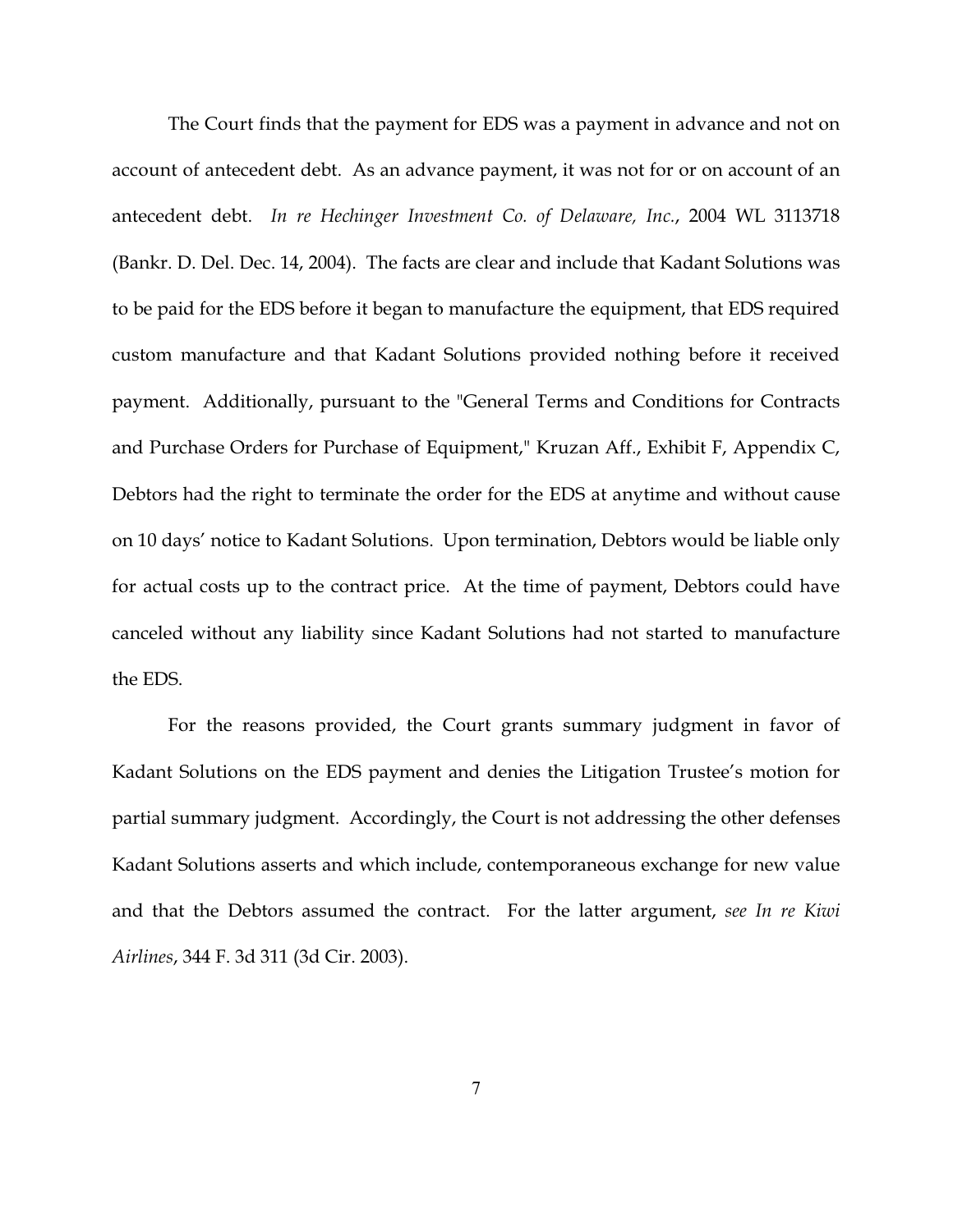The Court finds that the payment for EDS was a payment in advance and not on account of antecedent debt. As an advance payment, it was not for or on account of an antecedent debt. *In re Hechinger Investment Co. of Delaware, Inc.*, 2004 WL 3113718 (Bankr. D. Del. Dec. 14, 2004). The facts are clear and include that Kadant Solutions was to be paid for the EDS before it began to manufacture the equipment, that EDS required custom manufacture and that Kadant Solutions provided nothing before it received payment. Additionally, pursuant to the "General Terms and Conditions for Contracts and Purchase Orders for Purchase of Equipment," Kruzan Aff., Exhibit F, Appendix C, Debtors had the right to terminate the order for the EDS at anytime and without cause on 10 days' notice to Kadant Solutions. Upon termination, Debtors would be liable only for actual costs up to the contract price. At the time of payment, Debtors could have canceled without any liability since Kadant Solutions had not started to manufacture the EDS.

For the reasons provided, the Court grants summary judgment in favor of Kadant Solutions on the EDS payment and denies the Litigation Trustee's motion for partial summary judgment. Accordingly, the Court is not addressing the other defenses Kadant Solutions asserts and which include, contemporaneous exchange for new value and that the Debtors assumed the contract. For the latter argument, *see In re Kiwi Airlines*, 344 F. 3d 311 (3d Cir. 2003).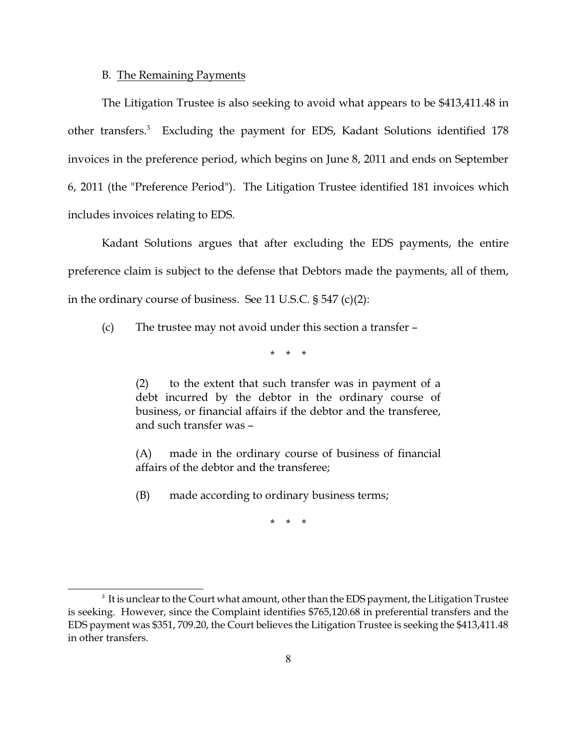B. <u>The Remaining Payments</u>

The Litigation Trustee is also seeking to avoid what appears to be $413,411.48 in other transfers.[3] Excluding the payment for EDS, Kadant Solutions identified 178 invoices in the preference period, which begins on June 8, 2011 and ends on September 6, 2011 (the "Preference Period"). The Litigation Trustee identified 181 invoices which includes invoices relating to EDS.

Kadant Solutions argues that after excluding the EDS payments, the entire preference claim is subject to the defense that Debtors made the payments, all of them, in the ordinary course of business. See 11 U.S.C. § 547 (c)(2):

> (c) The trustee may not avoid under this section a transfer –
>
> \* \* \*
>
> > (2) to the extent that such transfer was in payment of a debt incurred by the debtor in the ordinary course of business, or financial affairs if the debtor and the transferee, and such transfer was –
> >
> > (A) made in the ordinary course of business of financial affairs of the debtor and the transferee;
> >
> > (B) made according to ordinary business terms;
>
> \* \* \*

---

[3] It is unclear to the Court what amount, other than the EDS payment, the Litigation Trustee is seeking. However, since the Complaint identifies $765,120.68 in preferential transfers and the EDS payment was $351, 709.20, the Court believes the Litigation Trustee is seeking the $413,411.48 in other transfers.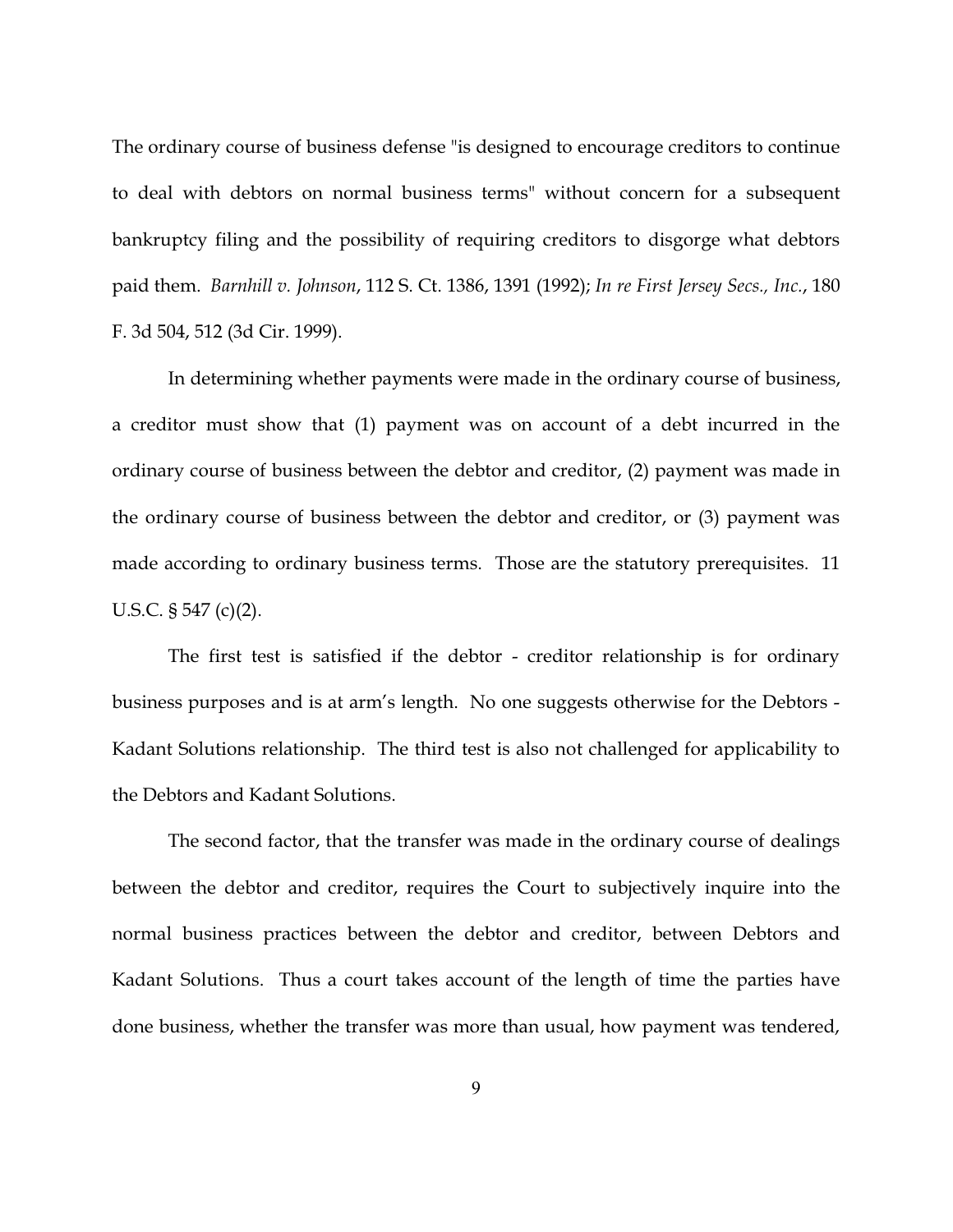The ordinary course of business defense "is designed to encourage creditors to continue to deal with debtors on normal business terms" without concern for a subsequent bankruptcy filing and the possibility of requiring creditors to disgorge what debtors paid them. *Barnhill v. Johnson*, 112 S. Ct. 1386, 1391 (1992); *In re First Jersey Secs., Inc.*, 180 F. 3d 504, 512 (3d Cir. 1999).

In determining whether payments were made in the ordinary course of business, a creditor must show that (1) payment was on account of a debt incurred in the ordinary course of business between the debtor and creditor, (2) payment was made in the ordinary course of business between the debtor and creditor, or (3) payment was made according to ordinary business terms. Those are the statutory prerequisites. 11 U.S.C. § 547 (c)(2).

The first test is satisfied if the debtor - creditor relationship is for ordinary business purposes and is at arm's length. No one suggests otherwise for the Debtors - Kadant Solutions relationship. The third test is also not challenged for applicability to the Debtors and Kadant Solutions.

The second factor, that the transfer was made in the ordinary course of dealings between the debtor and creditor, requires the Court to subjectively inquire into the normal business practices between the debtor and creditor, between Debtors and Kadant Solutions. Thus a court takes account of the length of time the parties have done business, whether the transfer was more than usual, how payment was tendered,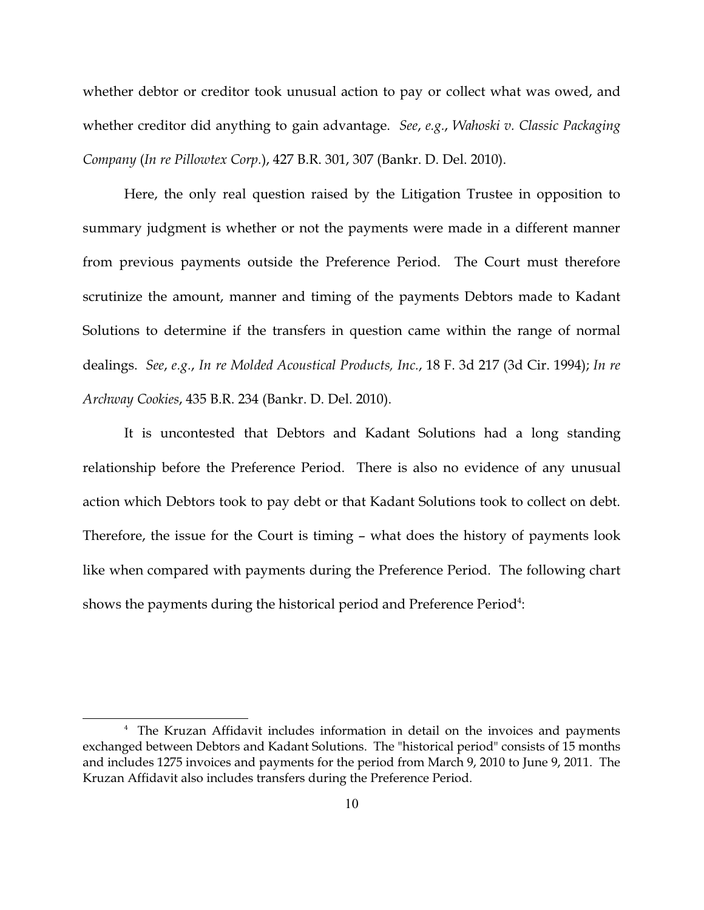whether debtor or creditor took unusual action to pay or collect what was owed, and whether creditor did anything to gain advantage. *See*, *e.g.*, *Wahoski v. Classic Packaging Company* (*In re Pillowtex Corp.*), 427 B.R. 301, 307 (Bankr. D. Del. 2010).

Here, the only real question raised by the Litigation Trustee in opposition to summary judgment is whether or not the payments were made in a different manner from previous payments outside the Preference Period. The Court must therefore scrutinize the amount, manner and timing of the payments Debtors made to Kadant Solutions to determine if the transfers in question came within the range of normal dealings. *See*, *e.g.*, *In re Molded Acoustical Products, Inc.*, 18 F. 3d 217 (3d Cir. 1994); *In re Archway Cookies*, 435 B.R. 234 (Bankr. D. Del. 2010).

It is uncontested that Debtors and Kadant Solutions had a long standing relationship before the Preference Period. There is also no evidence of any unusual action which Debtors took to pay debt or that Kadant Solutions took to collect on debt. Therefore, the issue for the Court is timing – what does the history of payments look like when compared with payments during the Preference Period. The following chart shows the payments during the historical period and Preference Period[4]:

[4] The Kruzan Affidavit includes information in detail on the invoices and payments exchanged between Debtors and Kadant Solutions. The "historical period" consists of 15 months and includes 1275 invoices and payments for the period from March 9, 2010 to June 9, 2011. The Kruzan Affidavit also includes transfers during the Preference Period.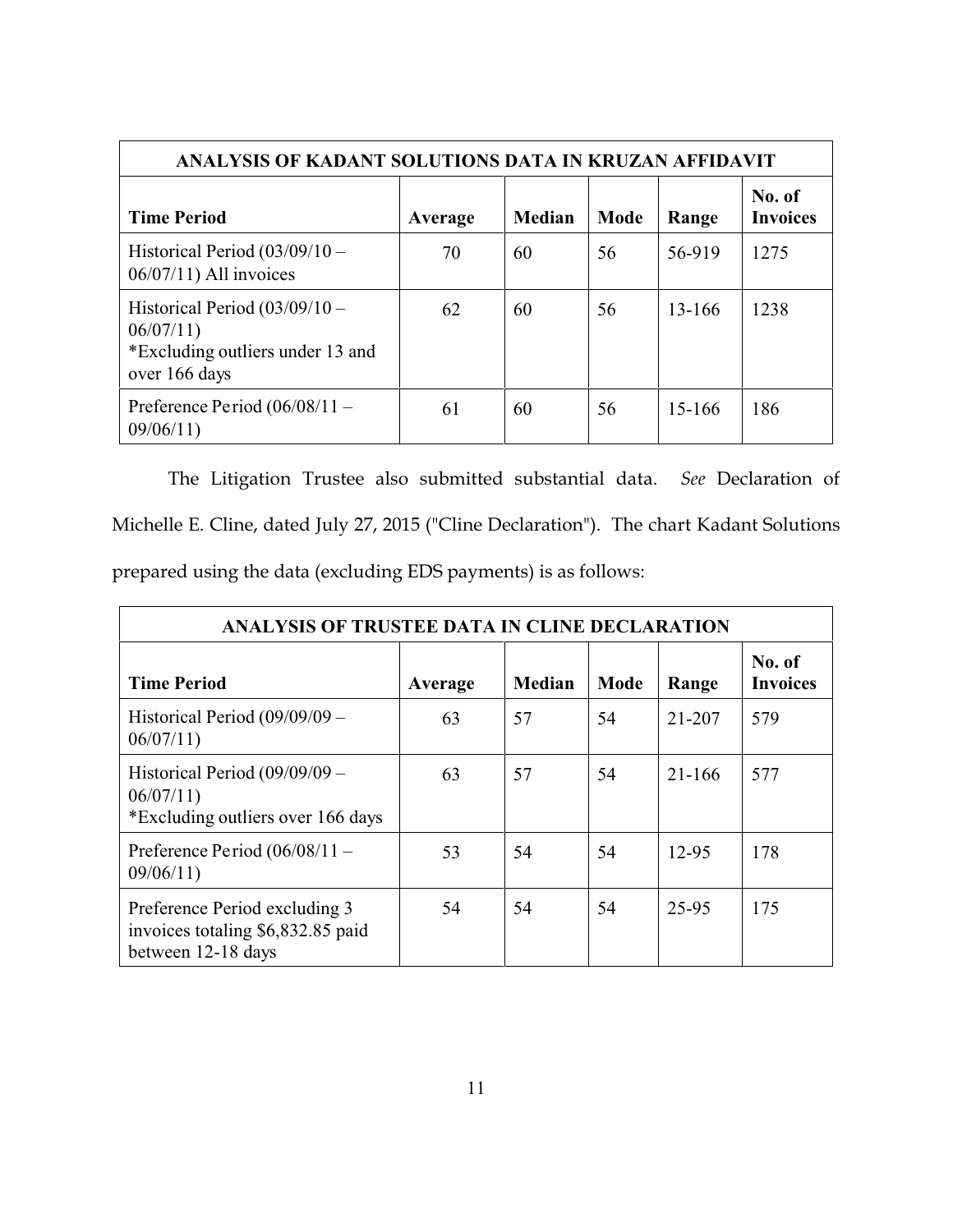| ANALYSIS OF KADANT SOLUTIONS DATA IN KRUZAN AFFIDAVIT | | | | | |
|---|---|---|---|---|---|
| **Time Period** | **Average** | **Median** | **Mode** | **Range** | **No. of Invoices** |
| Historical Period (03/09/10 – 06/07/11) All invoices | 70 | 60 | 56 | 56-919 | 1275 |
| Historical Period (03/09/10 – 06/07/11) *Excluding outliers under 13 and over 166 days | 62 | 60 | 56 | 13-166 | 1238 |
| Preference Period (06/08/11 – 09/06/11) | 61 | 60 | 56 | 15-166 | 186 |

The Litigation Trustee also submitted substantial data. *See* Declaration of Michelle E. Cline, dated July 27, 2015 ("Cline Declaration"). The chart Kadant Solutions prepared using the data (excluding EDS payments) is as follows:

| ANALYSIS OF TRUSTEE DATA IN CLINE DECLARATION | | | | | |
|---|---|---|---|---|---|
| **Time Period** | **Average** | **Median** | **Mode** | **Range** | **No. of Invoices** |
| Historical Period (09/09/09 – 06/07/11) | 63 | 57 | 54 | 21-207 | 579 |
| Historical Period (09/09/09 – 06/07/11) *Excluding outliers over 166 days | 63 | 57 | 54 | 21-166 | 577 |
| Preference Period (06/08/11 – 09/06/11) | 53 | 54 | 54 | 12-95 | 178 |
| Preference Period excluding 3 invoices totaling $6,832.85 paid between 12-18 days | 54 | 54 | 54 | 25-95 | 175 |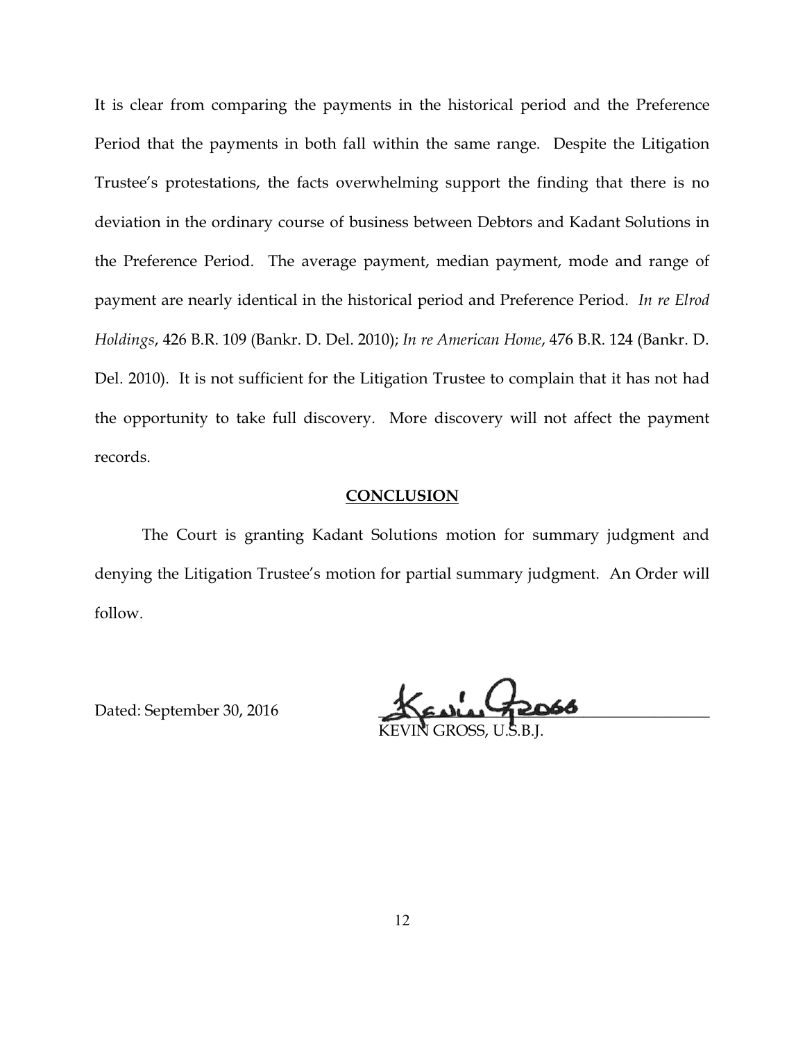It is clear from comparing the payments in the historical period and the Preference Period that the payments in both fall within the same range. Despite the Litigation Trustee's protestations, the facts overwhelming support the finding that there is no deviation in the ordinary course of business between Debtors and Kadant Solutions in the Preference Period. The average payment, median payment, mode and range of payment are nearly identical in the historical period and Preference Period. *In re Elrod Holdings*, 426 B.R. 109 (Bankr. D. Del. 2010); *In re American Home*, 476 B.R. 124 (Bankr. D. Del. 2010). It is not sufficient for the Litigation Trustee to complain that it has not had the opportunity to take full discovery. More discovery will not affect the payment records.

## **CONCLUSION**

The Court is granting Kadant Solutions motion for summary judgment and denying the Litigation Trustee's motion for partial summary judgment. An Order will follow.

Dated: September 30, 2016

KEVIN GROSS, U.S.B.J.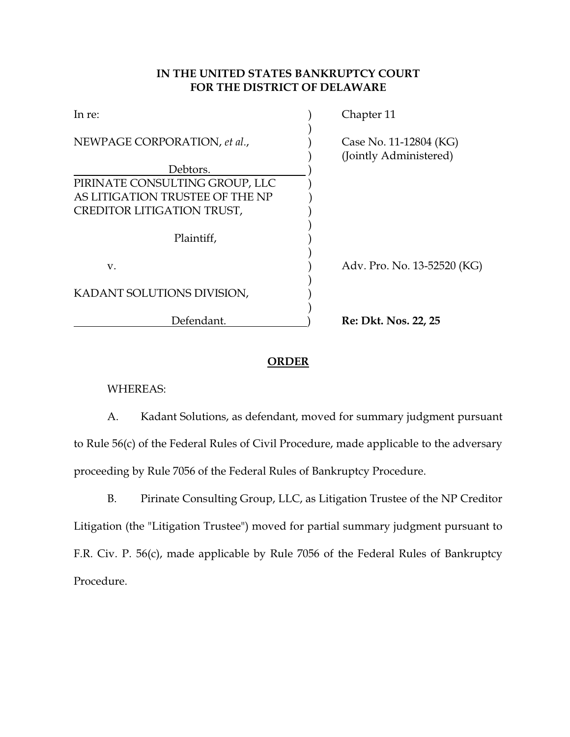**IN THE UNITED STATES BANKRUPTCY COURT**
**FOR THE DISTRICT OF DELAWARE**

| | | |
|---|---|---|
| In re: | ) | Chapter 11 |
| | ) | |
| NEWPAGE CORPORATION, *et al.*, | ) | Case No. 11-12804 (KG) |
| | ) | (Jointly Administered) |
| Debtors. | ) | |
| PIRINATE CONSULTING GROUP, LLC AS LITIGATION TRUSTEE OF THE NP CREDITOR LITIGATION TRUST, | ) | |
| | ) | |
| Plaintiff, | ) | |
| | ) | |
| v. | ) | Adv. Pro. No. 13-52520 (KG) |
| | ) | |
| KADANT SOLUTIONS DIVISION, | ) | |
| | ) | |
| Defendant. | ) | **Re: Dkt. Nos. 22, 25** |

**ORDER**

WHEREAS:

A. Kadant Solutions, as defendant, moved for summary judgment pursuant to Rule 56(c) of the Federal Rules of Civil Procedure, made applicable to the adversary proceeding by Rule 7056 of the Federal Rules of Bankruptcy Procedure.

B. Pirinate Consulting Group, LLC, as Litigation Trustee of the NP Creditor Litigation (the "Litigation Trustee") moved for partial summary judgment pursuant to F.R. Civ. P. 56(c), made applicable by Rule 7056 of the Federal Rules of Bankruptcy Procedure.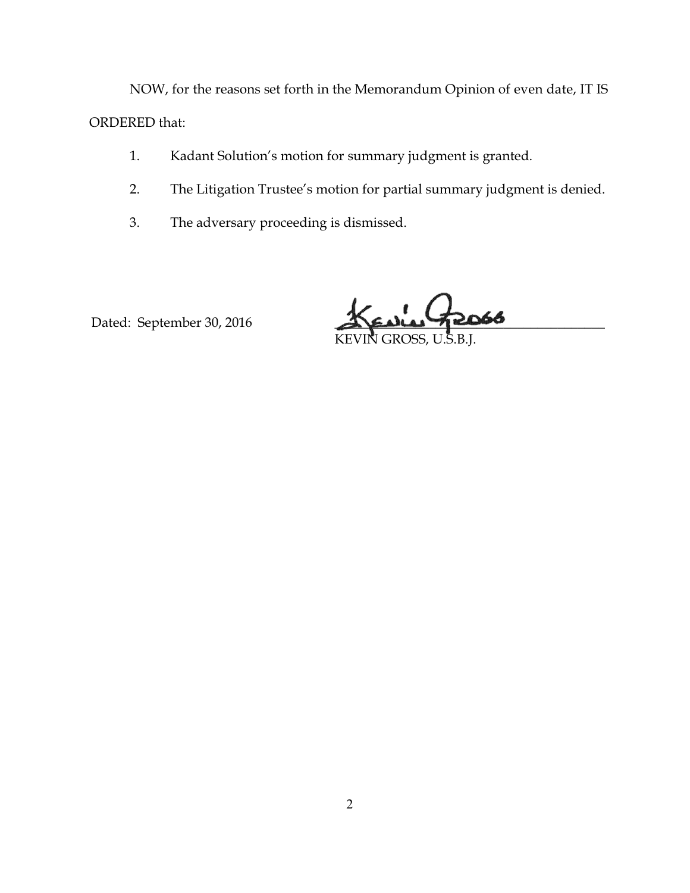NOW, for the reasons set forth in the Memorandum Opinion of even date, IT IS ORDERED that:

1. Kadant Solution's motion for summary judgment is granted.
2. The Litigation Trustee's motion for partial summary judgment is denied.
3. The adversary proceeding is dismissed.

Dated: September 30, 2016

KEVIN GROSS, U.S.B.J.